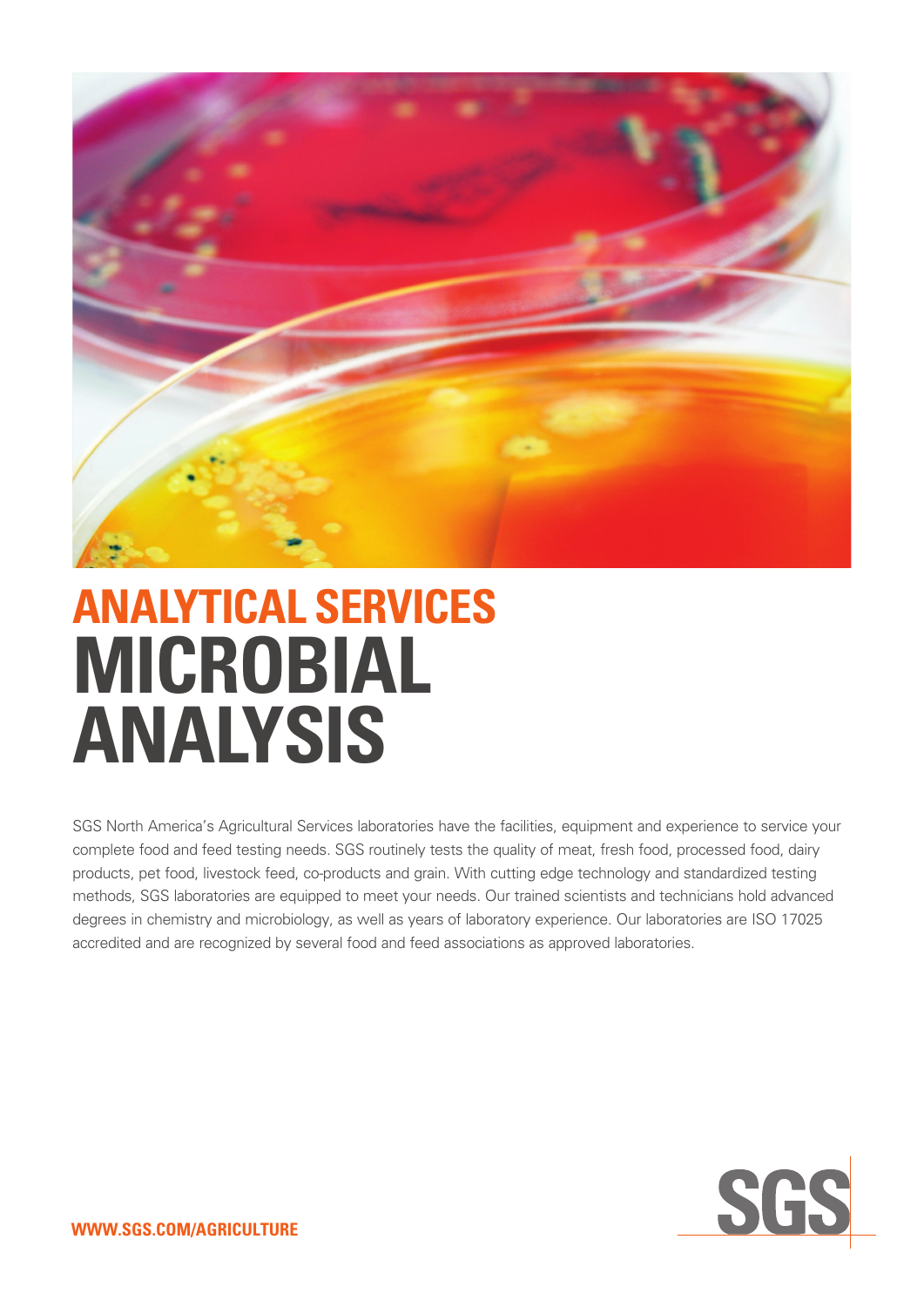## ANALYTICAL SERVICES

# MICROBIAL ANALYSIS

SGS North America's Agricultural Services laboratories have the facilities, equipment and experience to service your complete food and feed testing needs. SGS routinely tests the quality of meat, fresh food, processed food, dairy products, pet food, livestock feed, co-products and grain. With cutting edge technology and standardized testing methods, SGS laboratories are equipped to meet your needs. Our trained scientists and technicians hold advanced degrees in chemistry and microbiology, as well as years of laboratory experience. Our laboratories are ISO 17025 accredited and are recognized by several food and feed associations as approved laboratories.

WWW.SGS.COM/AGRICULTURE

SGS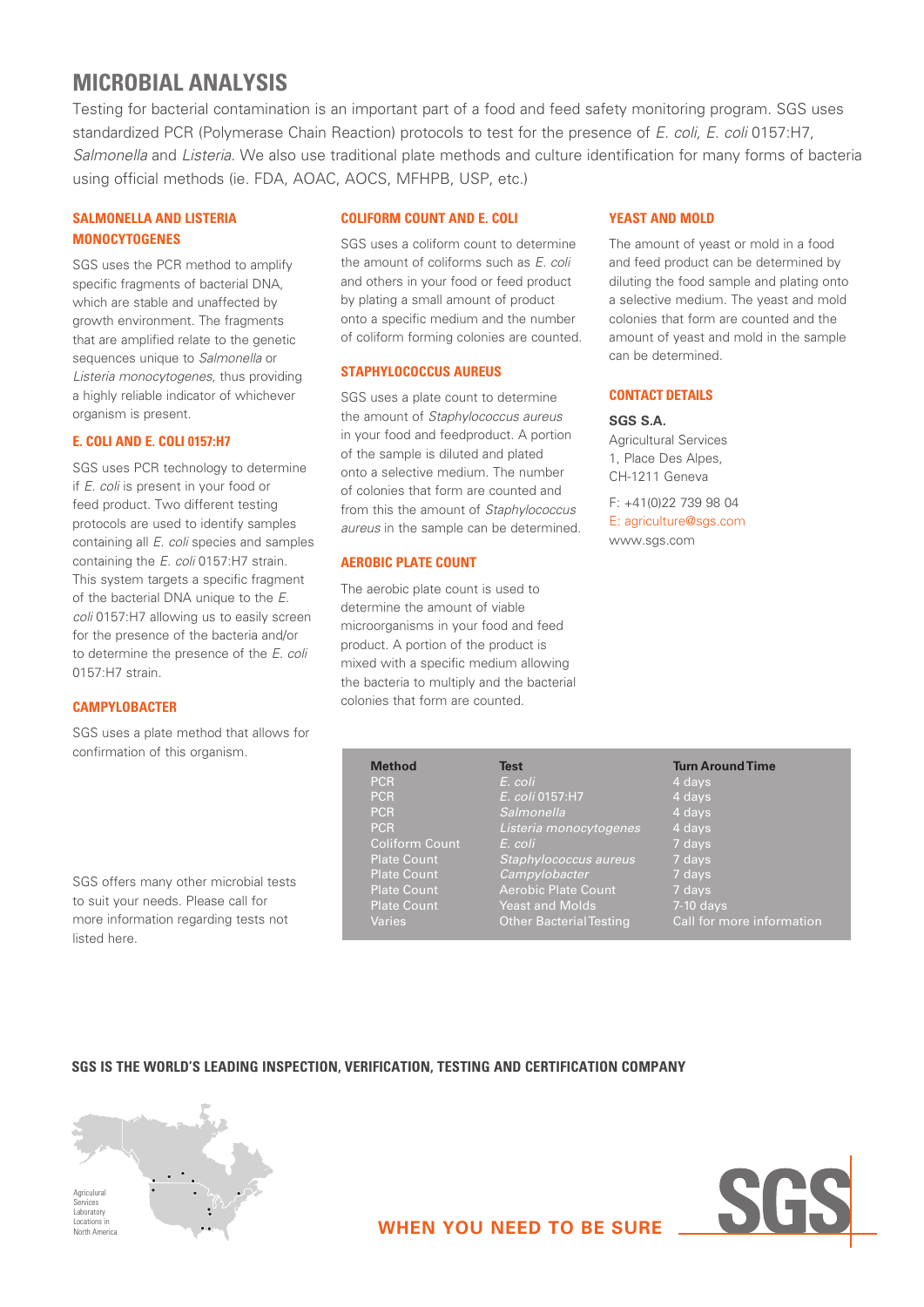# MICROBIAL ANALYSIS

Testing for bacterial contamination is an important part of a food and feed safety monitoring program. SGS uses standardized PCR (Polymerase Chain Reaction) protocols to test for the presence of *E. coli, E. coli* 0157:H7, *Salmonella* and *Listeria*. We also use traditional plate methods and culture identification for many forms of bacteria using official methods (ie. FDA, AOAC, AOCS, MFHPB, USP, etc.)

### SALMONELLA AND LISTERIA MONOCYTOGENES

SGS uses the PCR method to amplify specific fragments of bacterial DNA, which are stable and unaffected by growth environment. The fragments that are amplified relate to the genetic sequences unique to *Salmonella* or *Listeria monocytogenes*, thus providing a highly reliable indicator of whichever organism is present.

### E. COLI AND E. COLI 0157:H7

SGS uses PCR technology to determine if *E. coli* is present in your food or feed product. Two different testing protocols are used to identify samples containing all *E. coli* species and samples containing the *E. coli* 0157:H7 strain. This system targets a specific fragment of the bacterial DNA unique to the *E. coli* 0157:H7 allowing us to easily screen for the presence of the bacteria and/or to determine the presence of the *E. coli* 0157:H7 strain.

### CAMPYLOBACTER

SGS uses a plate method that allows for confirmation of this organism.

### COLIFORM COUNT AND E. COLI

SGS uses a coliform count to determine the amount of coliforms such as *E. coli* and others in your food or feed product by plating a small amount of product onto a specific medium and the number of coliform forming colonies are counted.

### STAPHYLOCOCCUS AUREUS

SGS uses a plate count to determine the amount of *Staphylococcus aureus* in your food and feedproduct. A portion of the sample is diluted and plated onto a selective medium. The number of colonies that form are counted and from this the amount of *Staphylococcus aureus* in the sample can be determined.

### AEROBIC PLATE COUNT

The aerobic plate count is used to determine the amount of viable microorganisms in your food and feed product. A portion of the product is mixed with a specific medium allowing the bacteria to multiply and the bacterial colonies that form are counted.

### YEAST AND MOLD

The amount of yeast or mold in a food and feed product can be determined by diluting the food sample and plating onto a selective medium. The yeast and mold colonies that form are counted and the amount of yeast and mold in the sample can be determined.

### CONTACT DETAILS

**SGS S.A.**
Agricultural Services
1, Place Des Alpes,
CH-1211 Geneva

F: +41(0)22 739 98 04
E: agriculture@sgs.com
www.sgs.com

SGS offers many other microbial tests to suit your needs. Please call for more information regarding tests not listed here.

| Method | Test | Turn Around Time |
|---|---|---|
| PCR | *E. coli* | 4 days |
| PCR | *E. coli* 0157:H7 | 4 days |
| PCR | *Salmonella* | 4 days |
| PCR | *Listeria monocytogenes* | 4 days |
| Coliform Count | *E. coli* | 7 days |
| Plate Count | *Staphylococcus aureus* | 7 days |
| Plate Count | *Campylobacter* | 7 days |
| Plate Count | Aerobic Plate Count | 7 days |
| Plate Count | Yeast and Molds | 7-10 days |
| Varies | Other Bacterial Testing | Call for more information |

**SGS IS THE WORLD'S LEADING INSPECTION, VERIFICATION, TESTING AND CERTIFICATION COMPANY**

Agricultural Services Laboratory Locations in North America

WHEN YOU NEED TO BE SURE

SGS